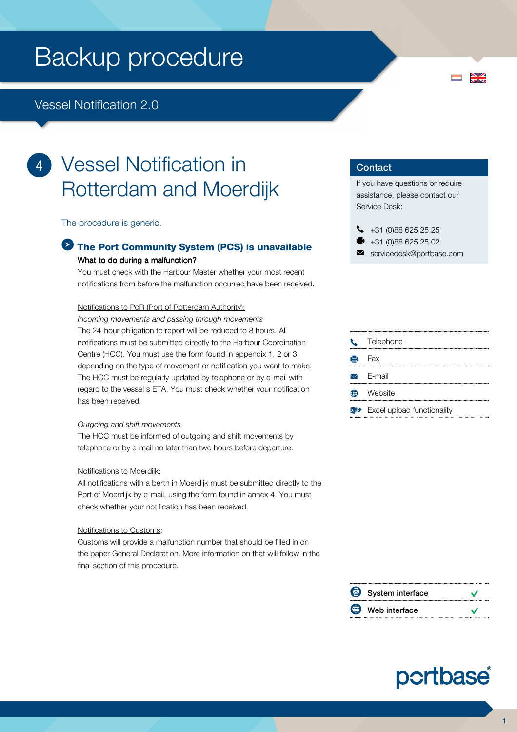# Backup procedure

## Vessel Notification 2.0

## 4 Vessel Notification in Rotterdam and Moerdijk

The procedure is generic.

### The Port Community System (PCS) is unavailable

**What to do during a malfunction?**

You must check with the Harbour Master whether your most recent notifications from before the malfunction occurred have been received.

Notifications to PoR (Port of Rotterdam Authority):

*Incoming movements and passing through movements*

The 24-hour obligation to report will be reduced to 8 hours. All notifications must be submitted directly to the Harbour Coordination Centre (HCC). You must use the form found in appendix 1, 2 or 3, depending on the type of movement or notification you want to make. The HCC must be regularly updated by telephone or by e-mail with regard to the vessel's ETA. You must check whether your notification has been received.

*Outgoing and shift movements*

The HCC must be informed of outgoing and shift movements by telephone or by e-mail no later than two hours before departure.

Notifications to Moerdijk:

All notifications with a berth in Moerdijk must be submitted directly to the Port of Moerdijk by e-mail, using the form found in annex 4. You must check whether your notification has been received.

Notifications to Customs:

Customs will provide a malfunction number that should be filled in on the paper General Declaration. More information on that will follow in the final section of this procedure.

### Contact

If you have questions or require assistance, please contact our Service Desk:

- Telephone: +31 (0)88 625 25 25
- Fax: +31 (0)88 625 25 02
- E-mail: servicedesk@portbase.com

- Telephone
- Fax
- E-mail
- Website
- Excel upload functionality

| | |
|---|---|
| System interface | ✓ |
| Web interface | ✓ |

portbase®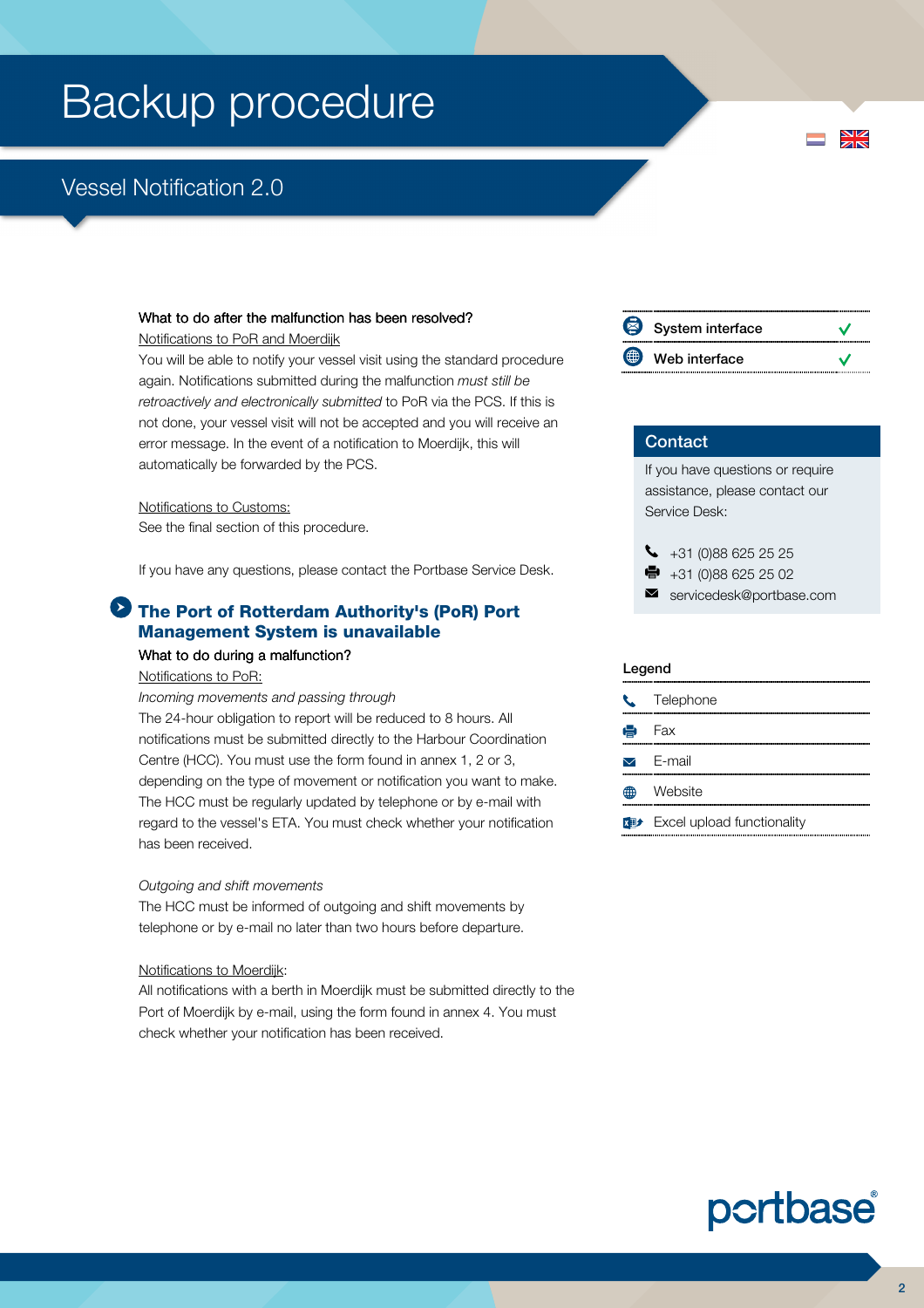# Backup procedure

## Vessel Notification 2.0

What to do after the malfunction has been resolved?

Notifications to PoR and Moerdijk

You will be able to notify your vessel visit using the standard procedure again. Notifications submitted during the malfunction *must still be retroactively and electronically submitted* to PoR via the PCS. If this is not done, your vessel visit will not be accepted and you will receive an error message. In the event of a notification to Moerdijk, this will automatically be forwarded by the PCS.

Notifications to Customs:

See the final section of this procedure.

If you have any questions, please contact the Portbase Service Desk.

### The Port of Rotterdam Authority's (PoR) Port Management System is unavailable

What to do during a malfunction?

Notifications to PoR:

*Incoming movements and passing through*

The 24-hour obligation to report will be reduced to 8 hours. All notifications must be submitted directly to the Harbour Coordination Centre (HCC). You must use the form found in annex 1, 2 or 3, depending on the type of movement or notification you want to make. The HCC must be regularly updated by telephone or by e-mail with regard to the vessel's ETA. You must check whether your notification has been received.

*Outgoing and shift movements*

The HCC must be informed of outgoing and shift movements by telephone or by e-mail no later than two hours before departure.

Notifications to Moerdijk:

All notifications with a berth in Moerdijk must be submitted directly to the Port of Moerdijk by e-mail, using the form found in annex 4. You must check whether your notification has been received.

| | |
|---|---|
| System interface | ✓ |
| Web interface | ✓ |

**Contact**

If you have questions or require assistance, please contact our Service Desk:

- Telephone: +31 (0)88 625 25 25
- Fax: +31 (0)88 625 25 02
- E-mail: servicedesk@portbase.com

**Legend**

- Telephone
- Fax
- E-mail
- Website
- Excel upload functionality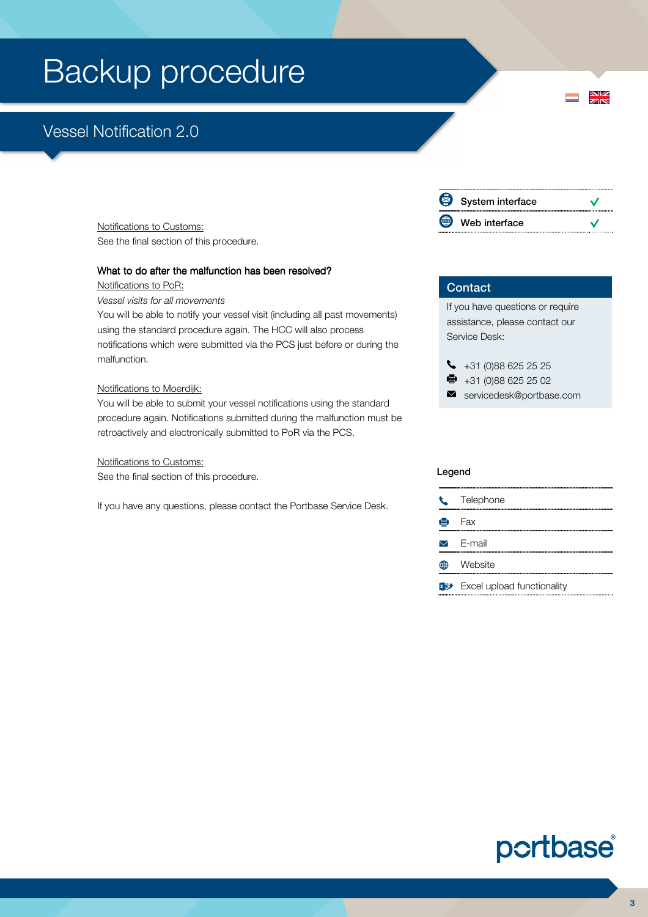# Backup procedure

## Vessel Notification 2.0

| | | |
|---|---|---|
| | System interface | ✓ |
| | Web interface | ✓ |

<u>Notifications to Customs:</u>
See the final section of this procedure.

**What to do after the malfunction has been resolved?**

<u>Notifications to PoR:</u>

*Vessel visits for all movements*

You will be able to notify your vessel visit (including all past movements) using the standard procedure again. The HCC will also process notifications which were submitted via the PCS just before or during the malfunction.

<u>Notifications to Moerdijk:</u>
You will be able to submit your vessel notifications using the standard procedure again. Notifications submitted during the malfunction must be retroactively and electronically submitted to PoR via the PCS.

<u>Notifications to Customs:</u>
See the final section of this procedure.

If you have any questions, please contact the Portbase Service Desk.

### Contact

If you have questions or require assistance, please contact our Service Desk:

- Telephone: +31 (0)88 625 25 25
- Fax: +31 (0)88 625 25 02
- E-mail: servicedesk@portbase.com

### Legend

| Icon | Meaning |
|---|---|
| Telephone icon | Telephone |
| Fax icon | Fax |
| E-mail icon | E-mail |
| Website icon | Website |
| Excel icon | Excel upload functionality |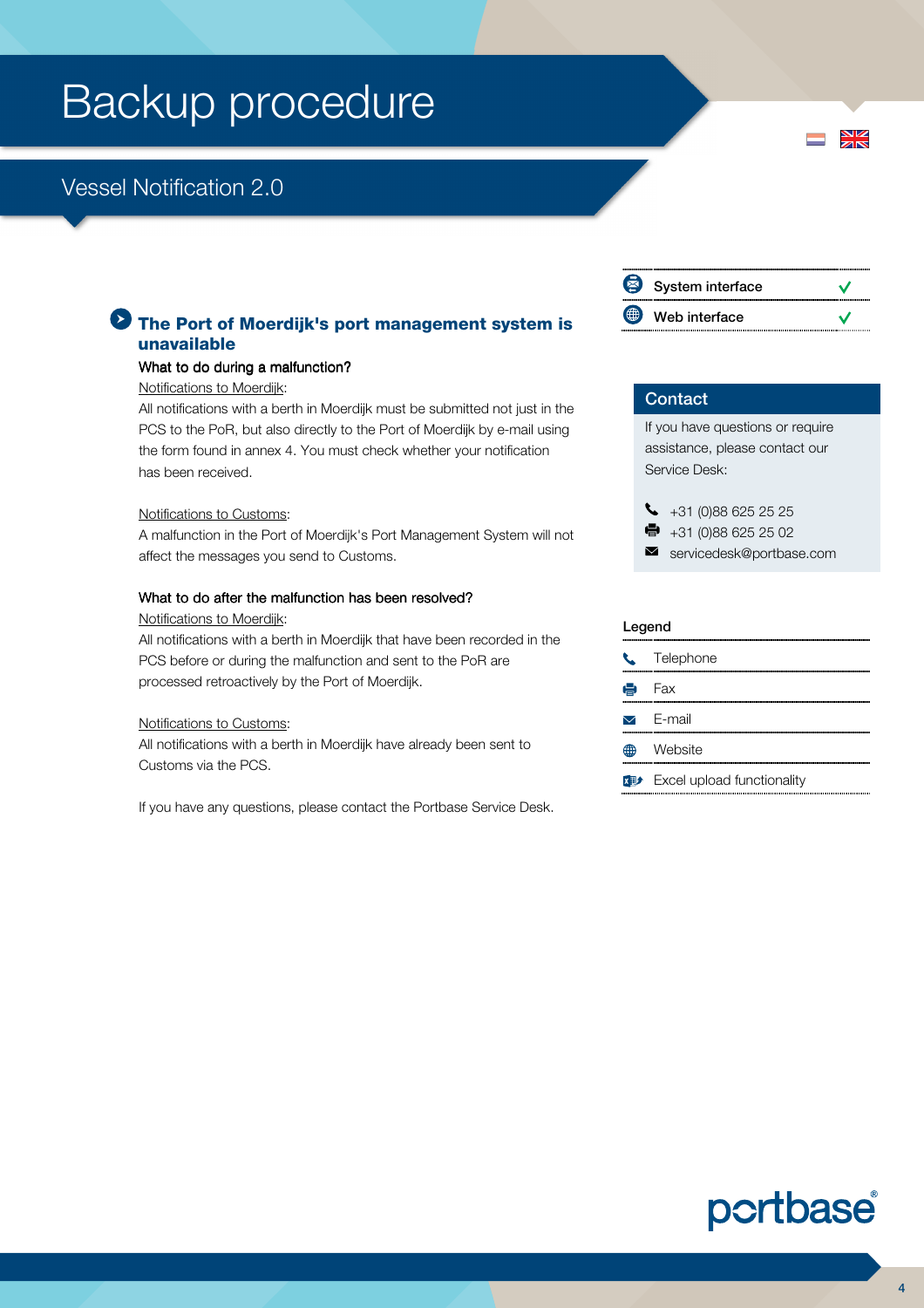# Backup procedure

## Vessel Notification 2.0

| | |
|---|---|
| System interface | ✓ |
| Web interface | ✓ |

### The Port of Moerdijk's port management system is unavailable

**What to do during a malfunction?**

Notifications to Moerdijk:

All notifications with a berth in Moerdijk must be submitted not just in the PCS to the PoR, but also directly to the Port of Moerdijk by e-mail using the form found in annex 4. You must check whether your notification has been received.

Notifications to Customs:

A malfunction in the Port of Moerdijk's Port Management System will not affect the messages you send to Customs.

**What to do after the malfunction has been resolved?**

Notifications to Moerdijk:

All notifications with a berth in Moerdijk that have been recorded in the PCS before or during the malfunction and sent to the PoR are processed retroactively by the Port of Moerdijk.

Notifications to Customs:

All notifications with a berth in Moerdijk have already been sent to Customs via the PCS.

If you have any questions, please contact the Portbase Service Desk.

**Contact**

If you have questions or require assistance, please contact our Service Desk:

- Telephone: +31 (0)88 625 25 25
- Fax: +31 (0)88 625 25 02
- E-mail: servicedesk@portbase.com

**Legend**

- Telephone
- Fax
- E-mail
- Website
- Excel upload functionality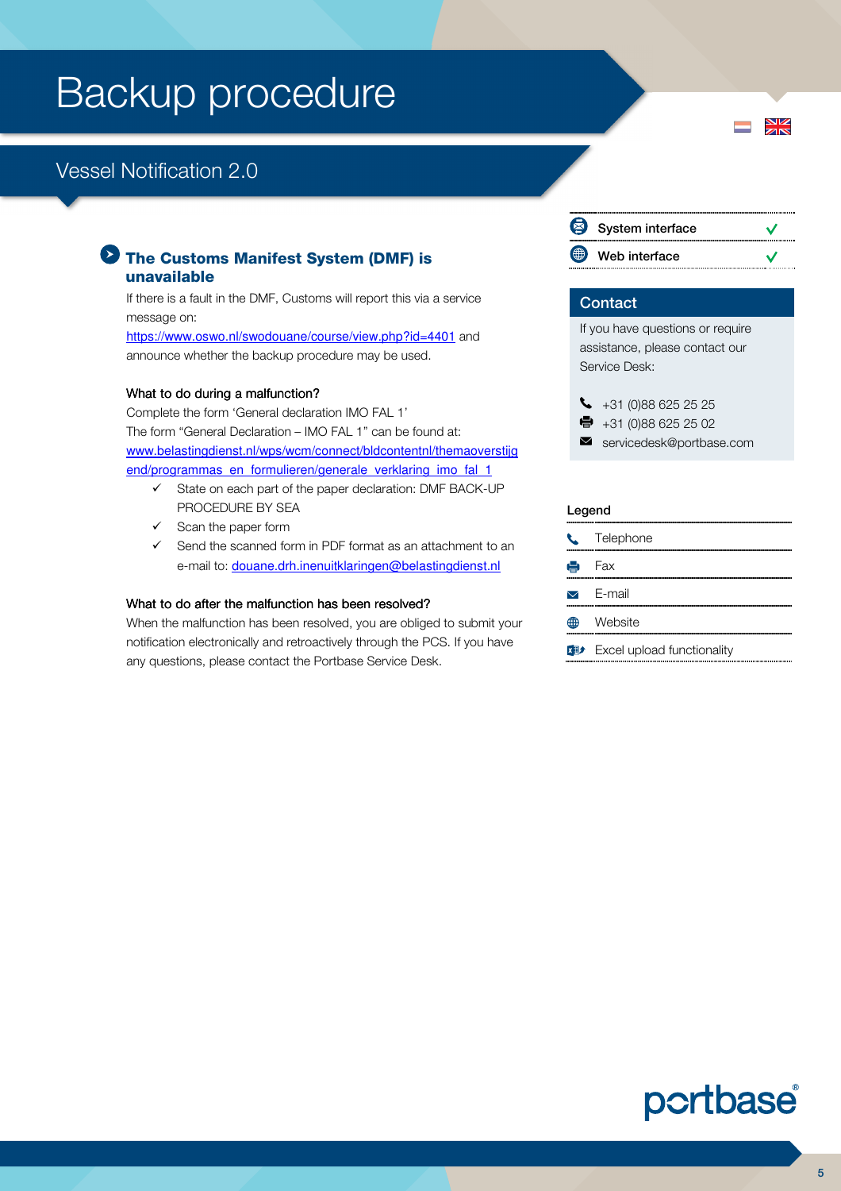# Backup procedure

## Vessel Notification 2.0

### The Customs Manifest System (DMF) is unavailable

If there is a fault in the DMF, Customs will report this via a service message on: https://www.oswo.nl/swodouane/course/view.php?id=4401 and announce whether the backup procedure may be used.

**What to do during a malfunction?**

Complete the form 'General declaration IMO FAL 1'
The form "General Declaration – IMO FAL 1" can be found at: www.belastingdienst.nl/wps/wcm/connect/bldcontentnl/themaoverstijgend/programmas_en_formulieren/generale_verklaring_imo_fal_1

- ✓ State on each part of the paper declaration: DMF BACK-UP PROCEDURE BY SEA
- ✓ Scan the paper form
- ✓ Send the scanned form in PDF format as an attachment to an e-mail to: douane.drh.inenuitklaringen@belastingdienst.nl

**What to do after the malfunction has been resolved?**

When the malfunction has been resolved, you are obliged to submit your notification electronically and retroactively through the PCS. If you have any questions, please contact the Portbase Service Desk.

| | |
|---|---|
| System interface | ✓ |
| Web interface | ✓ |

**Contact**

If you have questions or require assistance, please contact our Service Desk:

- Telephone: +31 (0)88 625 25 25
- Fax: +31 (0)88 625 25 02
- E-mail: servicedesk@portbase.com

**Legend**

- Telephone
- Fax
- E-mail
- Website
- Excel upload functionality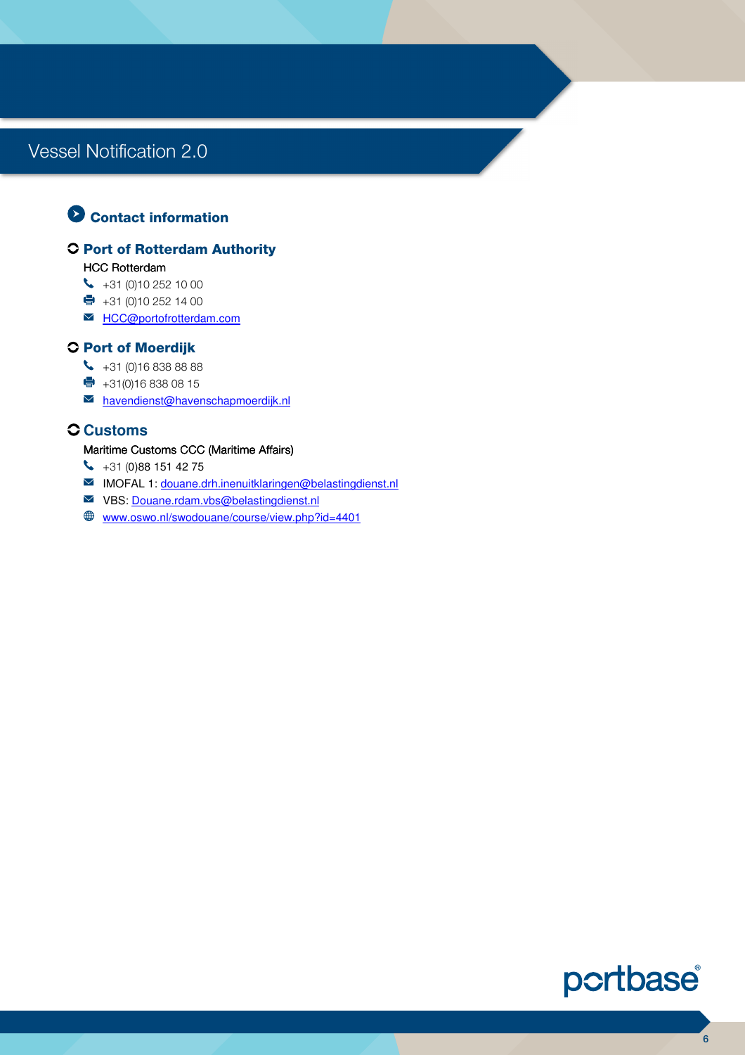## Contact information

### Port of Rotterdam Authority

HCC Rotterdam

- Phone: +31 (0)10 252 10 00
- Fax: +31 (0)10 252 14 00
- Email: HCC@portofrotterdam.com

### Port of Moerdijk

- Phone: +31 (0)16 838 88 88
- Fax: +31(0)16 838 08 15
- Email: havendienst@havenschapmoerdijk.nl

### Customs

Maritime Customs CCC (Maritime Affairs)

- Phone: +31 (0)88 151 42 75
- IMOFAL 1: douane.drh.inenuitklaringen@belastingdienst.nl
- VBS: Douane.rdam.vbs@belastingdienst.nl
- Website: www.oswo.nl/swodouane/course/view.php?id=4401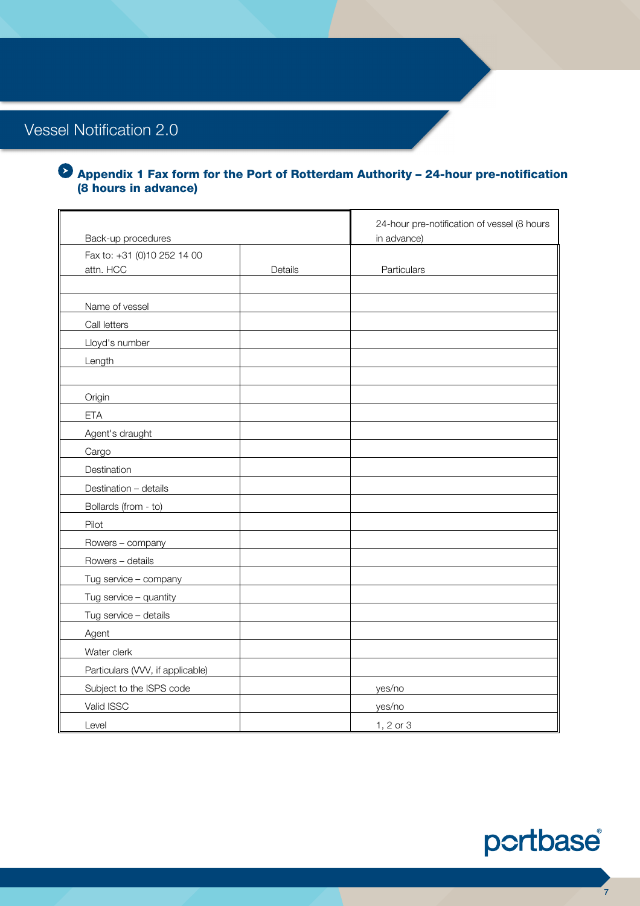## Appendix 1 Fax form for the Port of Rotterdam Authority – 24-hour pre-notification (8 hours in advance)

| Back-up procedures | | 24-hour pre-notification of vessel (8 hours in advance) |
|---|---|---|
| Fax to: +31 (0)10 252 14 00 attn. HCC | Details | Particulars |
| | | |
| Name of vessel | | |
| Call letters | | |
| Lloyd's number | | |
| Length | | |
| | | |
| Origin | | |
| ETA | | |
| Agent's draught | | |
| Cargo | | |
| Destination | | |
| Destination – details | | |
| Bollards (from - to) | | |
| Pilot | | |
| Rowers – company | | |
| Rowers – details | | |
| Tug service – company | | |
| Tug service – quantity | | |
| Tug service – details | | |
| Agent | | |
| Water clerk | | |
| Particulars (VVV, if applicable) | | |
| Subject to the ISPS code | | yes/no |
| Valid ISSC | | yes/no |
| Level | | 1, 2 or 3 |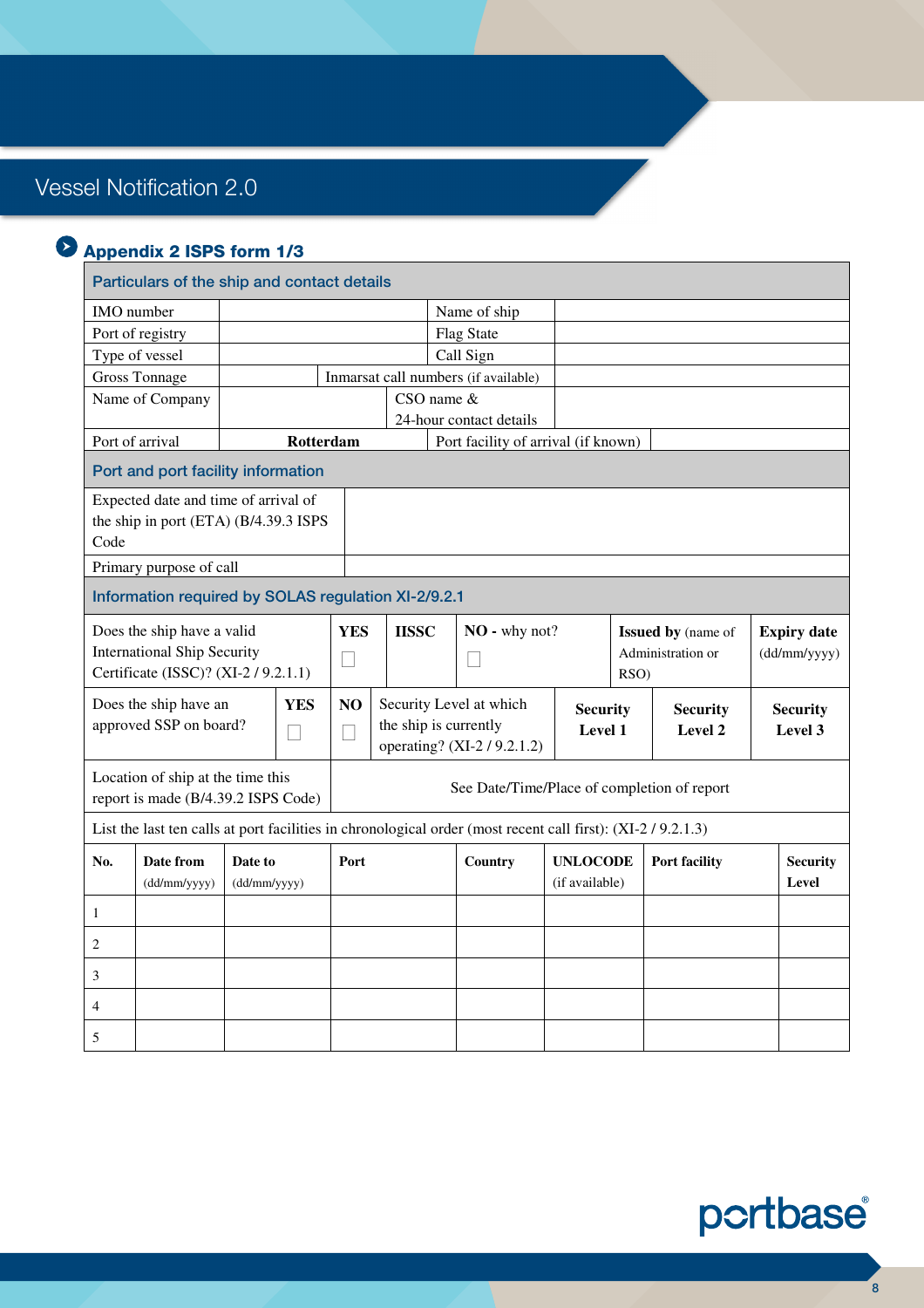# Vessel Notification 2.0

## Appendix 2 ISPS form 1/3

| Particulars of the ship and contact details | | | |
|---|---|---|---|
| IMO number | | Name of ship | |
| Port of registry | | Flag State | |
| Type of vessel | | Call Sign | |
| Gross Tonnage | | Inmarsat call numbers (if available) | |
| Name of Company | | CSO name & 24-hour contact details | |
| Port of arrival | **Rotterdam** | Port facility of arrival (if known) | |

| Port and port facility information | |
|---|---|
| Expected date and time of arrival of the ship in port (ETA) (B/4.39.3 ISPS Code | |
| Primary purpose of call | |

| Information required by SOLAS regulation XI-2/9.2.1 | | | | | |
|---|---|---|---|---|---|
| Does the ship have a valid International Ship Security Certificate (ISSC)? (XI-2 / 9.2.1.1) | **YES** ☐ | **IISSC** | **NO** - why not? ☐ | **Issued by** (name of Administration or RSO) | **Expiry date** (dd/mm/yyyy) |

| Does the ship have an approved SSP on board? | **YES** ☐ | **NO** ☐ | Security Level at which the ship is currently operating? (XI-2 / 9.2.1.2) | **Security Level 1** | **Security Level 2** | **Security Level 3** |
|---|---|---|---|---|---|---|

| Location of ship at the time this report is made (B/4.39.2 ISPS Code) | See Date/Time/Place of completion of report |
|---|---|

List the last ten calls at port facilities in chronological order (most recent call first): (XI-2 / 9.2.1.3)

| No. | Date from (dd/mm/yyyy) | Date to (dd/mm/yyyy) | Port | Country | UNLOCODE (if available) | Port facility | Security Level |
|---|---|---|---|---|---|---|---|
| 1 | | | | | | | |
| 2 | | | | | | | |
| 3 | | | | | | | |
| 4 | | | | | | | |
| 5 | | | | | | | |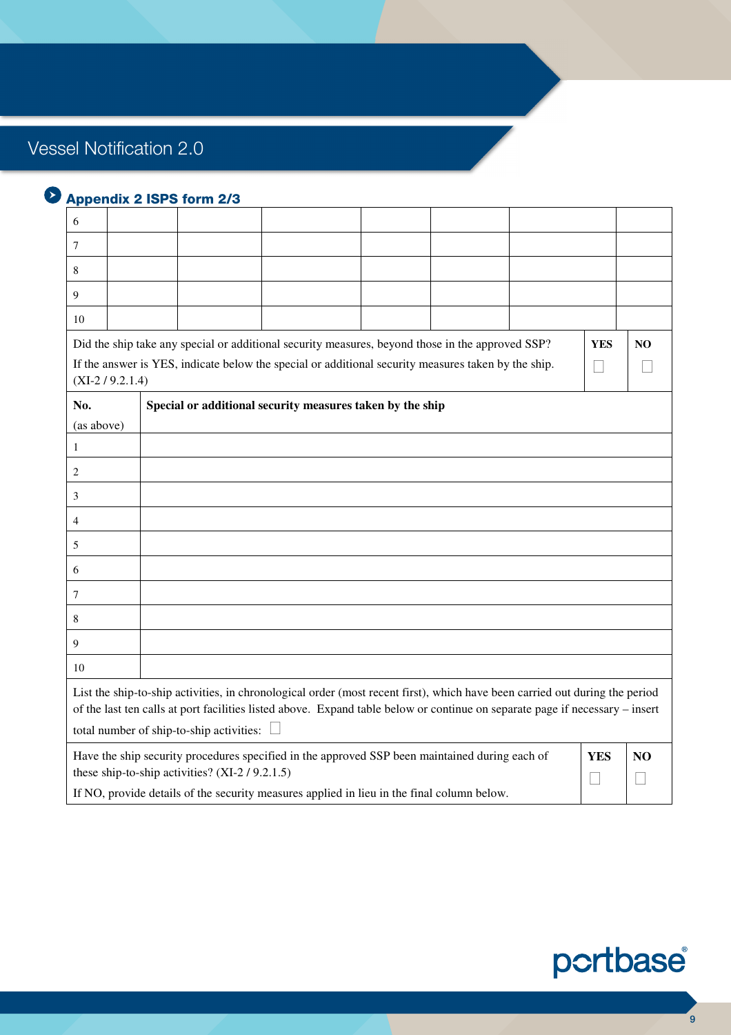## Appendix 2 ISPS form 2/3

| | | | | | | | |
|---|---|---|---|---|---|---|---|
| 6 | | | | | | | |
| 7 | | | | | | | |
| 8 | | | | | | | |
| 9 | | | | | | | |
| 10 | | | | | | | |

| | YES | NO |
|---|---|---|
| Did the ship take any special or additional security measures, beyond those in the approved SSP?<br>If the answer is YES, indicate below the special or additional security measures taken by the ship. (XI-2 / 9.2.1.4) | ☐ | ☐ |

| **No.** (as above) | **Special or additional security measures taken by the ship** |
|---|---|
| 1 | |
| 2 | |
| 3 | |
| 4 | |
| 5 | |
| 6 | |
| 7 | |
| 8 | |
| 9 | |
| 10 | |

List the ship-to-ship activities, in chronological order (most recent first), which have been carried out during the period of the last ten calls at port facilities listed above. Expand table below or continue on separate page if necessary – insert total number of ship-to-ship activities: ☐

| | YES | NO |
|---|---|---|
| Have the ship security procedures specified in the approved SSP been maintained during each of these ship-to-ship activities? (XI-2 / 9.2.1.5)<br>If NO, provide details of the security measures applied in lieu in the final column below. | ☐ | ☐ |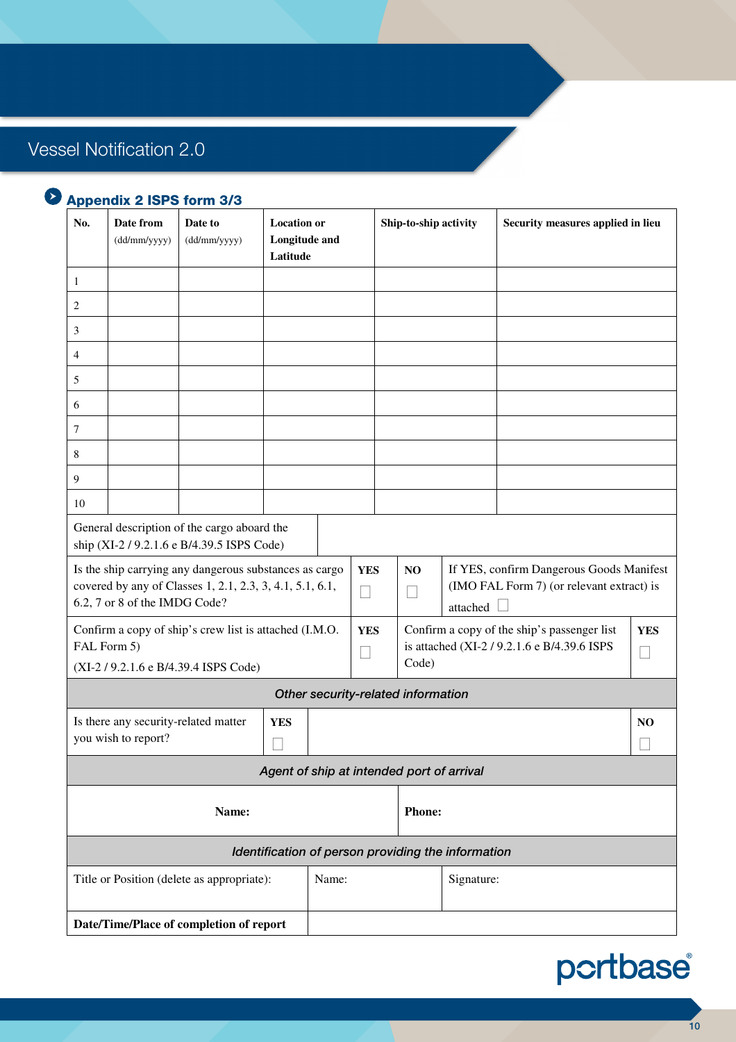# Vessel Notification 2.0

## Appendix 2 ISPS form 3/3

| No. | Date from (dd/mm/yyyy) | Date to (dd/mm/yyyy) | Location or Longitude and Latitude | Ship-to-ship activity | Security measures applied in lieu |
|---|---|---|---|---|---|
| 1 | | | | | |
| 2 | | | | | |
| 3 | | | | | |
| 4 | | | | | |
| 5 | | | | | |
| 6 | | | | | |
| 7 | | | | | |
| 8 | | | | | |
| 9 | | | | | |
| 10 | | | | | |

| | |
|---|---|
| General description of the cargo aboard the ship (XI-2 / 9.2.1.6 e B/4.39.5 ISPS Code) | |

| | | | |
|---|---|---|---|
| Is the ship carrying any dangerous substances as cargo covered by any of Classes 1, 2.1, 2.3, 3, 4.1, 5.1, 6.1, 6.2, 7 or 8 of the IMDG Code? | **YES** ☐ | **NO** ☐ | If YES, confirm Dangerous Goods Manifest (IMO FAL Form 7) (or relevant extract) is attached ☐ |

| | | | |
|---|---|---|---|
| Confirm a copy of ship's crew list is attached (I.M.O. FAL Form 5) (XI-2 / 9.2.1.6 e B/4.39.4 ISPS Code) | **YES** ☐ | Confirm a copy of the ship's passenger list is attached (XI-2 / 9.2.1.6 e B/4.39.6 ISPS Code) | **YES** ☐ |

### *Other security-related information*

| | | | |
|---|---|---|---|
| Is there any security-related matter you wish to report? | **YES** ☐ | | **NO** ☐ |

### *Agent of ship at intended port of arrival*

| | |
|---|---|
| **Name:** | **Phone:** |

### *Identification of person providing the information*

| | | |
|---|---|---|
| Title or Position (delete as appropriate): | Name: | Signature: |
| **Date/Time/Place of completion of report** | | |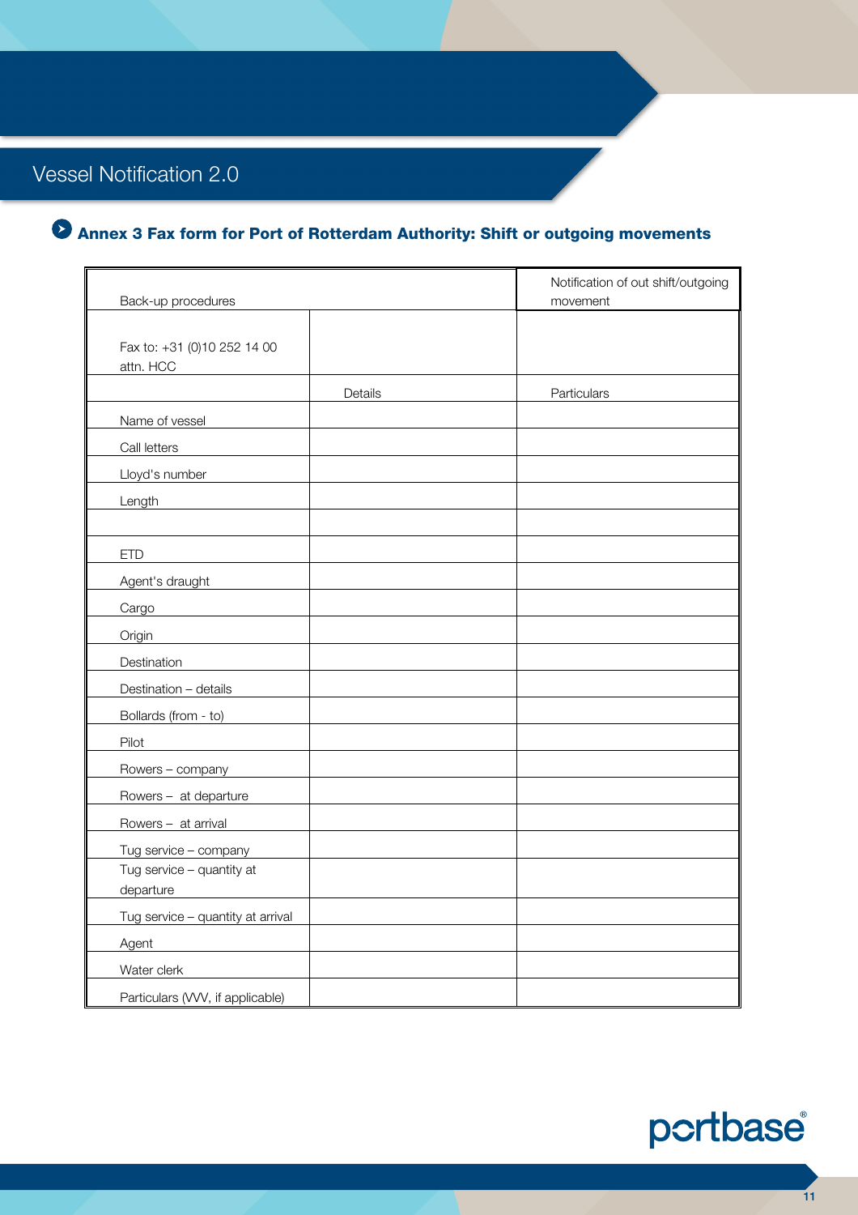## Annex 3 Fax form for Port of Rotterdam Authority: Shift or outgoing movements

| Back-up procedures | | Notification of out shift/outgoing movement |
|---|---|---|
| Fax to: +31 (0)10 252 14 00 attn. HCC | | |
| | Details | Particulars |
| Name of vessel | | |
| Call letters | | |
| Lloyd's number | | |
| Length | | |
| | | |
| ETD | | |
| Agent's draught | | |
| Cargo | | |
| Origin | | |
| Destination | | |
| Destination – details | | |
| Bollards (from - to) | | |
| Pilot | | |
| Rowers – company | | |
| Rowers – at departure | | |
| Rowers – at arrival | | |
| Tug service – company | | |
| Tug service – quantity at departure | | |
| Tug service – quantity at arrival | | |
| Agent | | |
| Water clerk | | |
| Particulars (VVV, if applicable) | | |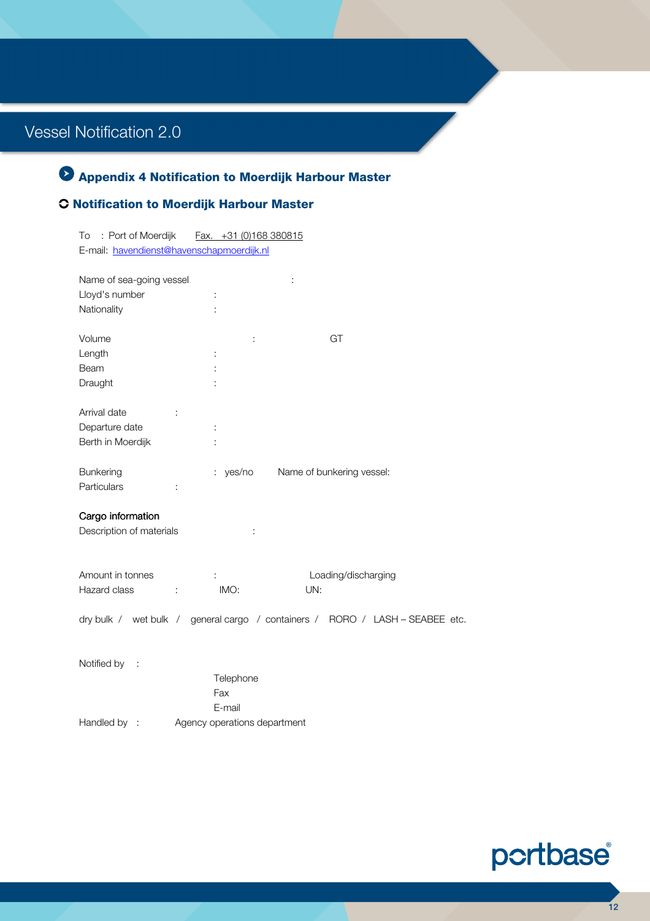# Vessel Notification 2.0

## Appendix 4 Notification to Moerdijk Harbour Master

### Notification to Moerdijk Harbour Master

To : Port of Moerdijk Fax. +31 (0)168 380815
E-mail: havendienst@havenschapmoerdijk.nl

Name of sea-going vessel :
Lloyd's number :
Nationality :

Volume : GT
Length :
Beam :
Draught :

Arrival date :
Departure date :
Berth in Moerdijk :

Bunkering : yes/no Name of bunkering vessel:
Particulars :

Cargo information
Description of materials :

Amount in tonnes : Loading/discharging
Hazard class : IMO: UN:

dry bulk / wet bulk / general cargo / containers / RORO / LASH – SEABEE etc.

Notified by :
Telephone
Fax
E-mail
Handled by : Agency operations department